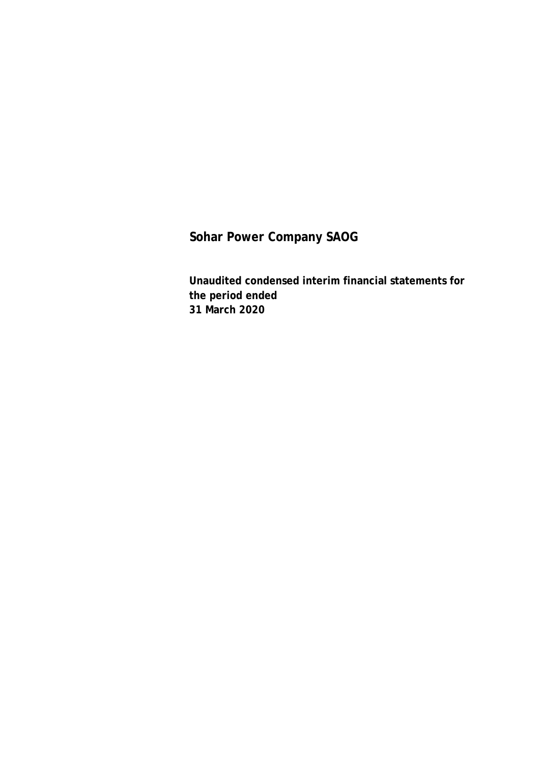# Sohar Power Company SAOG

**Unaudited condensed interim financial statements for the period ended 31 March 2020**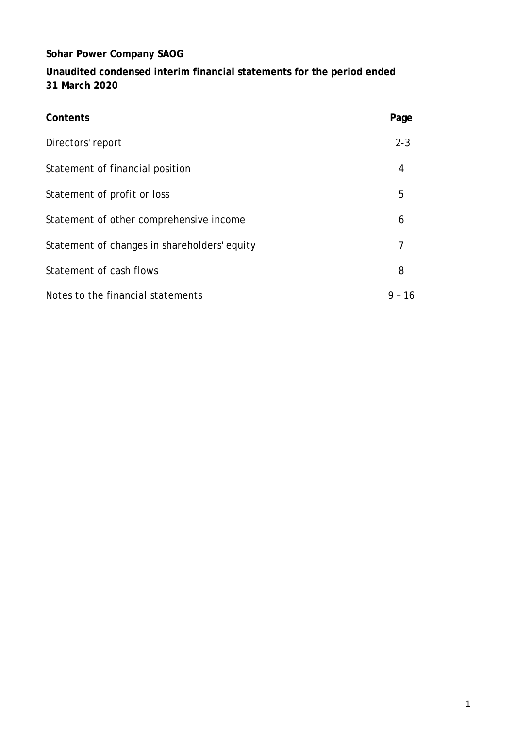**Sohar Power Company SAOG**

**Unaudited condensed interim financial statements for the period ended 31 March 2020**

| Contents | Page |
|---|---|
| Directors' report | 2-3 |
| Statement of financial position | 4 |
| Statement of profit or loss | 5 |
| Statement of other comprehensive income | 6 |
| Statement of changes in shareholders' equity | 7 |
| Statement of cash flows | 8 |
| Notes to the financial statements | 9 – 16 |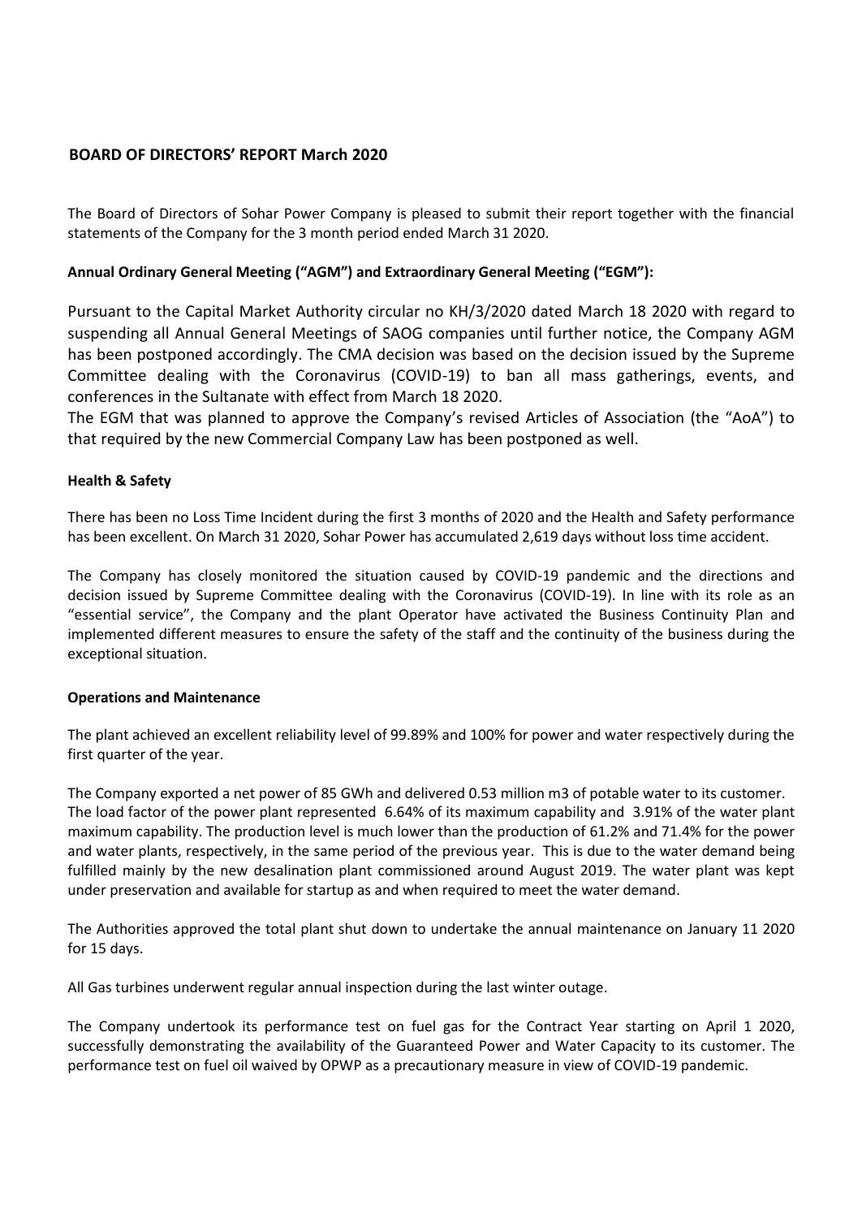## BOARD OF DIRECTORS' REPORT March 2020

The Board of Directors of Sohar Power Company is pleased to submit their report together with the financial statements of the Company for the 3 month period ended March 31 2020.

**Annual Ordinary General Meeting ("AGM") and Extraordinary General Meeting ("EGM"):**

Pursuant to the Capital Market Authority circular no KH/3/2020 dated March 18 2020 with regard to suspending all Annual General Meetings of SAOG companies until further notice, the Company AGM has been postponed accordingly. The CMA decision was based on the decision issued by the Supreme Committee dealing with the Coronavirus (COVID-19) to ban all mass gatherings, events, and conferences in the Sultanate with effect from March 18 2020.

The EGM that was planned to approve the Company's revised Articles of Association (the "AoA") to that required by the new Commercial Company Law has been postponed as well.

**Health & Safety**

There has been no Loss Time Incident during the first 3 months of 2020 and the Health and Safety performance has been excellent. On March 31 2020, Sohar Power has accumulated 2,619 days without loss time accident.

The Company has closely monitored the situation caused by COVID-19 pandemic and the directions and decision issued by Supreme Committee dealing with the Coronavirus (COVID-19). In line with its role as an "essential service", the Company and the plant Operator have activated the Business Continuity Plan and implemented different measures to ensure the safety of the staff and the continuity of the business during the exceptional situation.

**Operations and Maintenance**

The plant achieved an excellent reliability level of 99.89% and 100% for power and water respectively during the first quarter of the year.

The Company exported a net power of 85 GWh and delivered 0.53 million m3 of potable water to its customer. The load factor of the power plant represented 6.64% of its maximum capability and 3.91% of the water plant maximum capability. The production level is much lower than the production of 61.2% and 71.4% for the power and water plants, respectively, in the same period of the previous year. This is due to the water demand being fulfilled mainly by the new desalination plant commissioned around August 2019. The water plant was kept under preservation and available for startup as and when required to meet the water demand.

The Authorities approved the total plant shut down to undertake the annual maintenance on January 11 2020 for 15 days.

All Gas turbines underwent regular annual inspection during the last winter outage.

The Company undertook its performance test on fuel gas for the Contract Year starting on April 1 2020, successfully demonstrating the availability of the Guaranteed Power and Water Capacity to its customer. The performance test on fuel oil waived by OPWP as a precautionary measure in view of COVID-19 pandemic.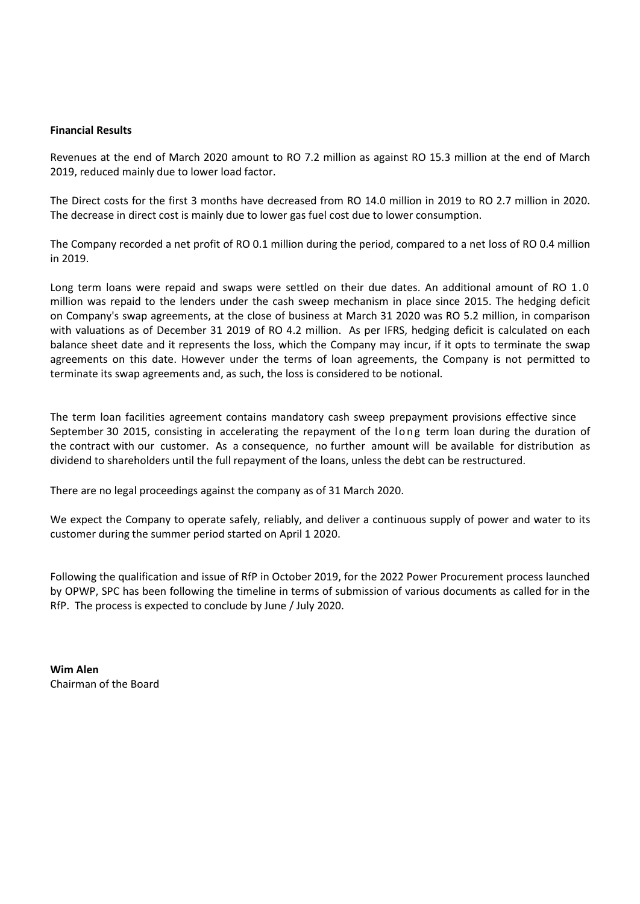**Financial Results**

Revenues at the end of March 2020 amount to RO 7.2 million as against RO 15.3 million at the end of March 2019, reduced mainly due to lower load factor.

The Direct costs for the first 3 months have decreased from RO 14.0 million in 2019 to RO 2.7 million in 2020. The decrease in direct cost is mainly due to lower gas fuel cost due to lower consumption.

The Company recorded a net profit of RO 0.1 million during the period, compared to a net loss of RO 0.4 million in 2019.

Long term loans were repaid and swaps were settled on their due dates. An additional amount of RO 1.0 million was repaid to the lenders under the cash sweep mechanism in place since 2015. The hedging deficit on Company's swap agreements, at the close of business at March 31 2020 was RO 5.2 million, in comparison with valuations as of December 31 2019 of RO 4.2 million. As per IFRS, hedging deficit is calculated on each balance sheet date and it represents the loss, which the Company may incur, if it opts to terminate the swap agreements on this date. However under the terms of loan agreements, the Company is not permitted to terminate its swap agreements and, as such, the loss is considered to be notional.

The term loan facilities agreement contains mandatory cash sweep prepayment provisions effective since September 30 2015, consisting in accelerating the repayment of the long term loan during the duration of the contract with our customer. As a consequence, no further amount will be available for distribution as dividend to shareholders until the full repayment of the loans, unless the debt can be restructured.

There are no legal proceedings against the company as of 31 March 2020.

We expect the Company to operate safely, reliably, and deliver a continuous supply of power and water to its customer during the summer period started on April 1 2020.

Following the qualification and issue of RfP in October 2019, for the 2022 Power Procurement process launched by OPWP, SPC has been following the timeline in terms of submission of various documents as called for in the RfP. The process is expected to conclude by June / July 2020.

**Wim Alen**
Chairman of the Board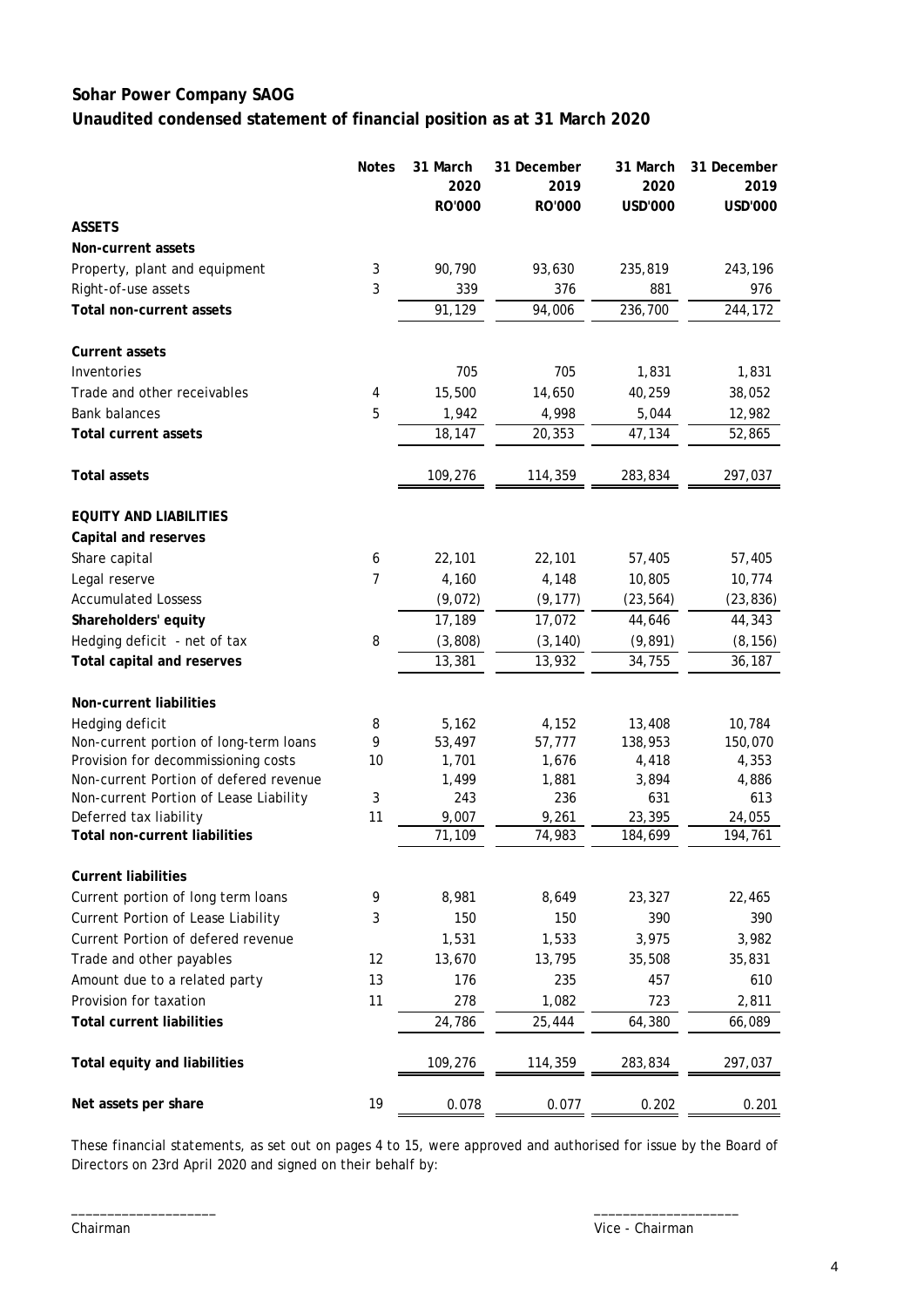# Sohar Power Company SAOG

## Unaudited condensed statement of financial position as at 31 March 2020

| | Notes | 31 March 2020 RO'000 | 31 December 2019 RO'000 | 31 March 2020 USD'000 | 31 December 2019 USD'000 |
|---|---|---|---|---|---|
| **ASSETS** | | | | | |
| **Non-current assets** | | | | | |
| Property, plant and equipment | 3 | 90,790 | 93,630 | 235,819 | 243,196 |
| Right-of-use assets | 3 | 339 | 376 | 881 | 976 |
| **Total non-current assets** | | 91,129 | 94,006 | 236,700 | 244,172 |
| **Current assets** | | | | | |
| Inventories | | 705 | 705 | 1,831 | 1,831 |
| Trade and other receivables | 4 | 15,500 | 14,650 | 40,259 | 38,052 |
| Bank balances | 5 | 1,942 | 4,998 | 5,044 | 12,982 |
| **Total current assets** | | 18,147 | 20,353 | 47,134 | 52,865 |
| **Total assets** | | 109,276 | 114,359 | 283,834 | 297,037 |
| **EQUITY AND LIABILITIES** | | | | | |
| **Capital and reserves** | | | | | |
| Share capital | 6 | 22,101 | 22,101 | 57,405 | 57,405 |
| Legal reserve | 7 | 4,160 | 4,148 | 10,805 | 10,774 |
| Accumulated Lossess | | (9,072) | (9,177) | (23,564) | (23,836) |
| **Shareholders' equity** | | 17,189 | 17,072 | 44,646 | 44,343 |
| Hedging deficit - net of tax | 8 | (3,808) | (3,140) | (9,891) | (8,156) |
| **Total capital and reserves** | | 13,381 | 13,932 | 34,755 | 36,187 |
| **Non-current liabilities** | | | | | |
| Hedging deficit | 8 | 5,162 | 4,152 | 13,408 | 10,784 |
| Non-current portion of long-term loans | 9 | 53,497 | 57,777 | 138,953 | 150,070 |
| Provision for decommissioning costs | 10 | 1,701 | 1,676 | 4,418 | 4,353 |
| Non-current Portion of defered revenue | | 1,499 | 1,881 | 3,894 | 4,886 |
| Non-current Portion of Lease Liability | 3 | 243 | 236 | 631 | 613 |
| Deferred tax liability | 11 | 9,007 | 9,261 | 23,395 | 24,055 |
| **Total non-current liabilities** | | 71,109 | 74,983 | 184,699 | 194,761 |
| **Current liabilities** | | | | | |
| Current portion of long term loans | 9 | 8,981 | 8,649 | 23,327 | 22,465 |
| Current Portion of Lease Liability | 3 | 150 | 150 | 390 | 390 |
| Current Portion of defered revenue | | 1,531 | 1,533 | 3,975 | 3,982 |
| Trade and other payables | 12 | 13,670 | 13,795 | 35,508 | 35,831 |
| Amount due to a related party | 13 | 176 | 235 | 457 | 610 |
| Provision for taxation | 11 | 278 | 1,082 | 723 | 2,811 |
| **Total current liabilities** | | 24,786 | 25,444 | 64,380 | 66,089 |
| **Total equity and liabilities** | | 109,276 | 114,359 | 283,834 | 297,037 |
| **Net assets per share** | 19 | 0.078 | 0.077 | 0.202 | 0.201 |

These financial statements, as set out on pages 4 to 15, were approved and authorised for issue by the Board of Directors on 23rd April 2020 and signed on their behalf by:

\_\_\_\_\_\_\_\_\_\_\_\_\_\_\_\_\_\_\_\_
Chairman

\_\_\_\_\_\_\_\_\_\_\_\_\_\_\_\_\_\_\_\_
Vice - Chairman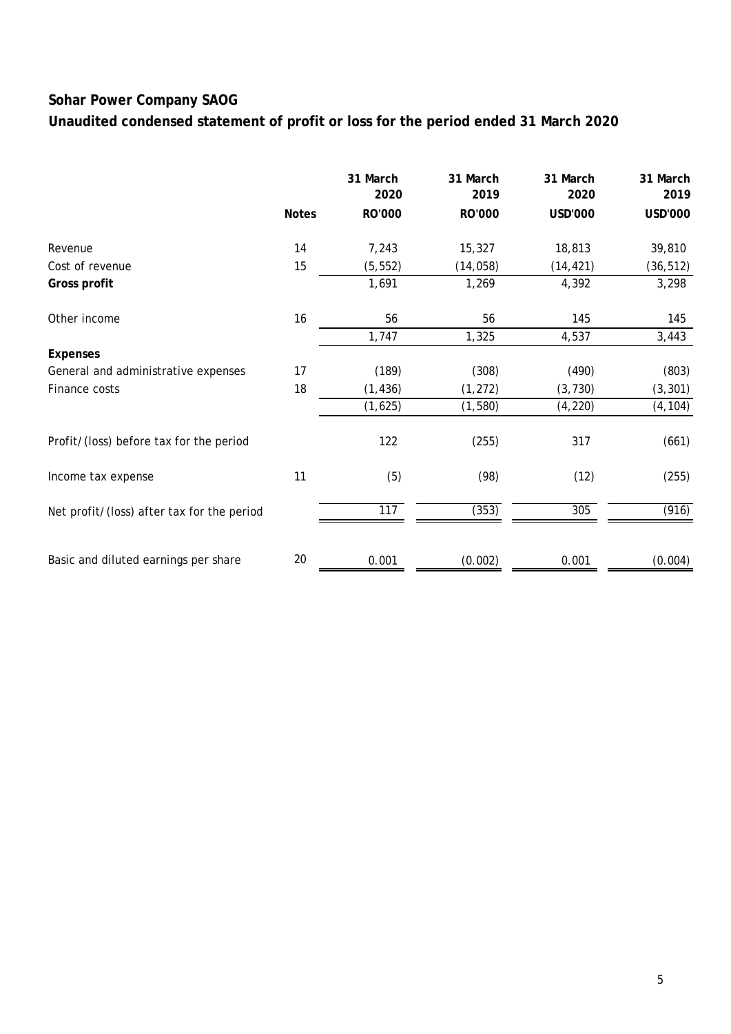## Sohar Power Company SAOG

## Unaudited condensed statement of profit or loss for the period ended 31 March 2020

| | Notes | 31 March 2020 RO'000 | 31 March 2019 RO'000 | 31 March 2020 USD'000 | 31 March 2019 USD'000 |
|---|---|---|---|---|---|
| Revenue | 14 | 7,243 | 15,327 | 18,813 | 39,810 |
| Cost of revenue | 15 | (5,552) | (14,058) | (14,421) | (36,512) |
| **Gross profit** | | 1,691 | 1,269 | 4,392 | 3,298 |
| Other income | 16 | 56 | 56 | 145 | 145 |
| | | 1,747 | 1,325 | 4,537 | 3,443 |
| **Expenses** | | | | | |
| General and administrative expenses | 17 | (189) | (308) | (490) | (803) |
| Finance costs | 18 | (1,436) | (1,272) | (3,730) | (3,301) |
| | | (1,625) | (1,580) | (4,220) | (4,104) |
| Profit/(loss) before tax for the period | | 122 | (255) | 317 | (661) |
| Income tax expense | 11 | (5) | (98) | (12) | (255) |
| Net profit/(loss) after tax for the period | | 117 | (353) | 305 | (916) |
| Basic and diluted earnings per share | 20 | 0.001 | (0.002) | 0.001 | (0.004) |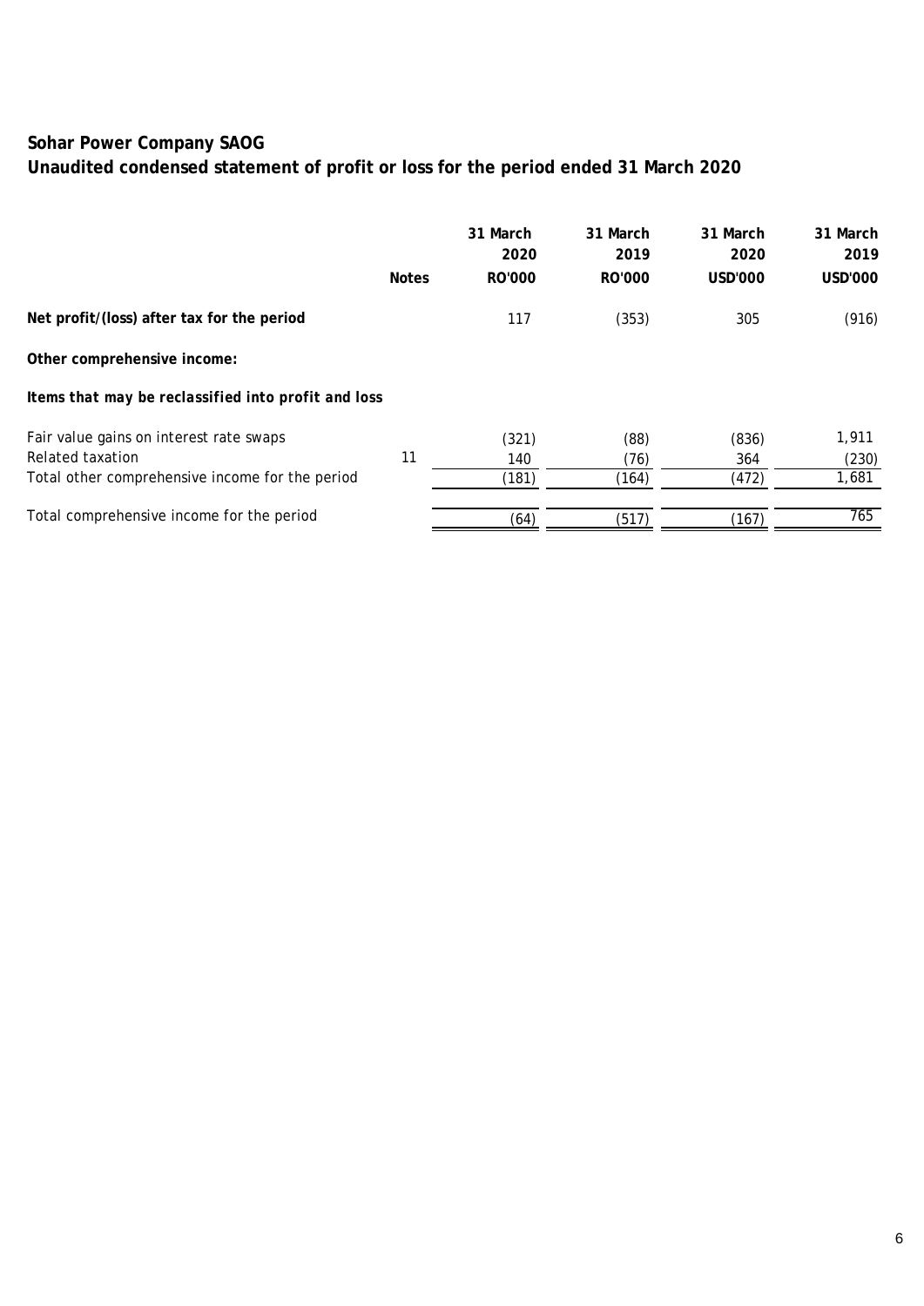# Sohar Power Company SAOG

## Unaudited condensed statement of profit or loss for the period ended 31 March 2020

| | Notes | 31 March 2020 RO'000 | 31 March 2019 RO'000 | 31 March 2020 USD'000 | 31 March 2019 USD'000 |
|---|---|---|---|---|---|
| **Net profit/(loss) after tax for the period** | | 117 | (353) | 305 | (916) |
| **Other comprehensive income:** | | | | | |
| ***Items that may be reclassified into profit and loss*** | | | | | |
| Fair value gains on interest rate swaps | | (321) | (88) | (836) | 1,911 |
| Related taxation | 11 | 140 | (76) | 364 | (230) |
| Total other comprehensive income for the period | | (181) | (164) | (472) | 1,681 |
| Total comprehensive income for the period | | (64) | (517) | (167) | 765 |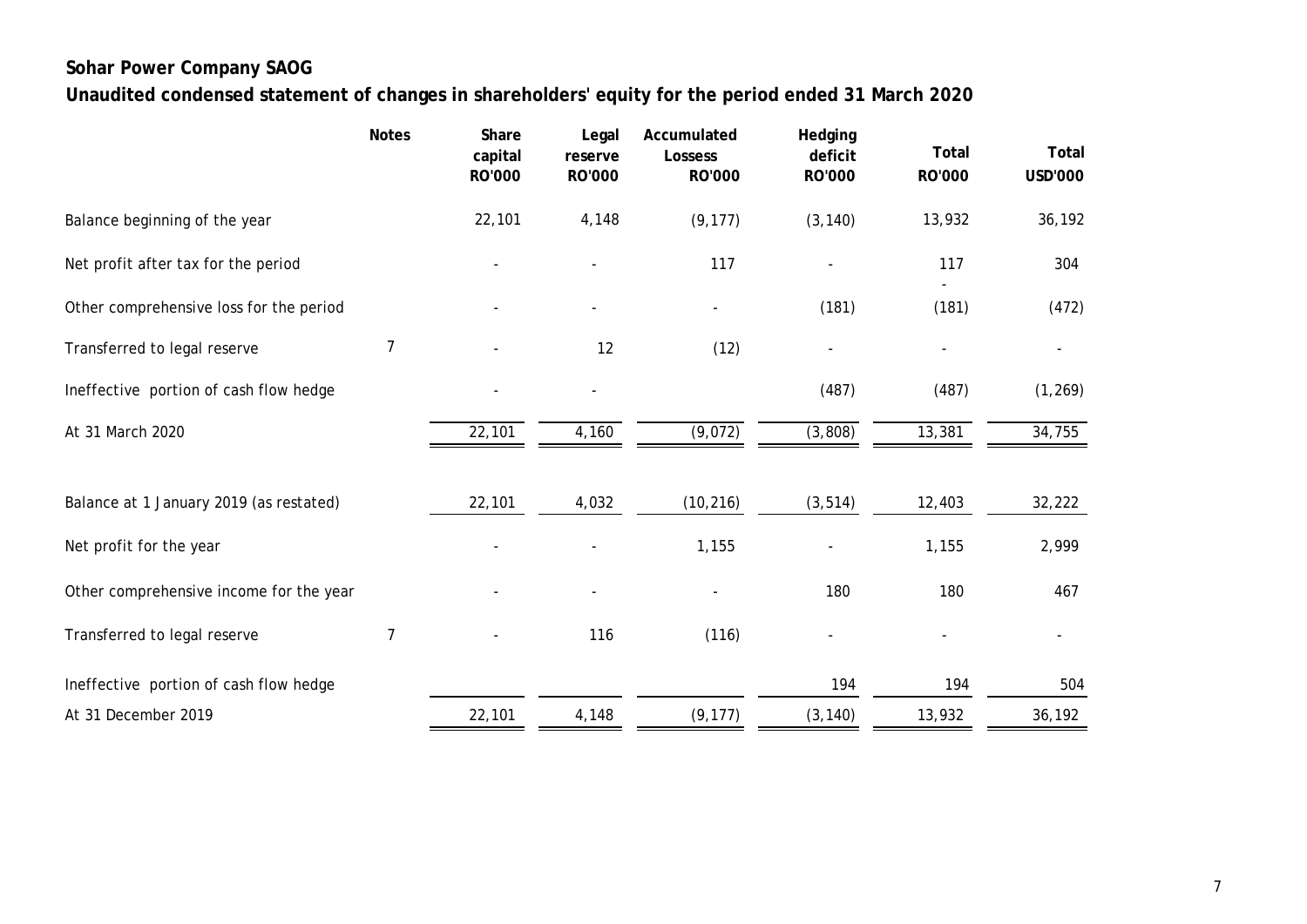**Sohar Power Company SAOG**

**Unaudited condensed statement of changes in shareholders' equity for the period ended 31 March 2020**

| | Notes | Share capital RO'000 | Legal reserve RO'000 | Accumulated Lossess RO'000 | Hedging deficit RO'000 | Total RO'000 | Total USD'000 |
|---|---|---|---|---|---|---|---|
| Balance beginning of the year | | 22,101 | 4,148 | (9,177) | (3,140) | 13,932 | 36,192 |
| Net profit after tax for the period | | - | - | 117 | - | 117 | 304 |
| Other comprehensive loss for the period | | - | - | - | (181) | (181) | (472) |
| Transferred to legal reserve | 7 | - | 12 | (12) | - | - | - |
| Ineffective portion of cash flow hedge | | - | - | | (487) | (487) | (1,269) |
| At 31 March 2020 | | 22,101 | 4,160 | (9,072) | (3,808) | 13,381 | 34,755 |
| | | | | | | | |
| Balance at 1 January 2019 (as restated) | | 22,101 | 4,032 | (10,216) | (3,514) | 12,403 | 32,222 |
| Net profit for the year | | - | - | 1,155 | - | 1,155 | 2,999 |
| Other comprehensive income for the year | | - | - | - | 180 | 180 | 467 |
| Transferred to legal reserve | 7 | - | 116 | (116) | - | - | - |
| Ineffective portion of cash flow hedge | | | | | 194 | 194 | 504 |
| At 31 December 2019 | | 22,101 | 4,148 | (9,177) | (3,140) | 13,932 | 36,192 |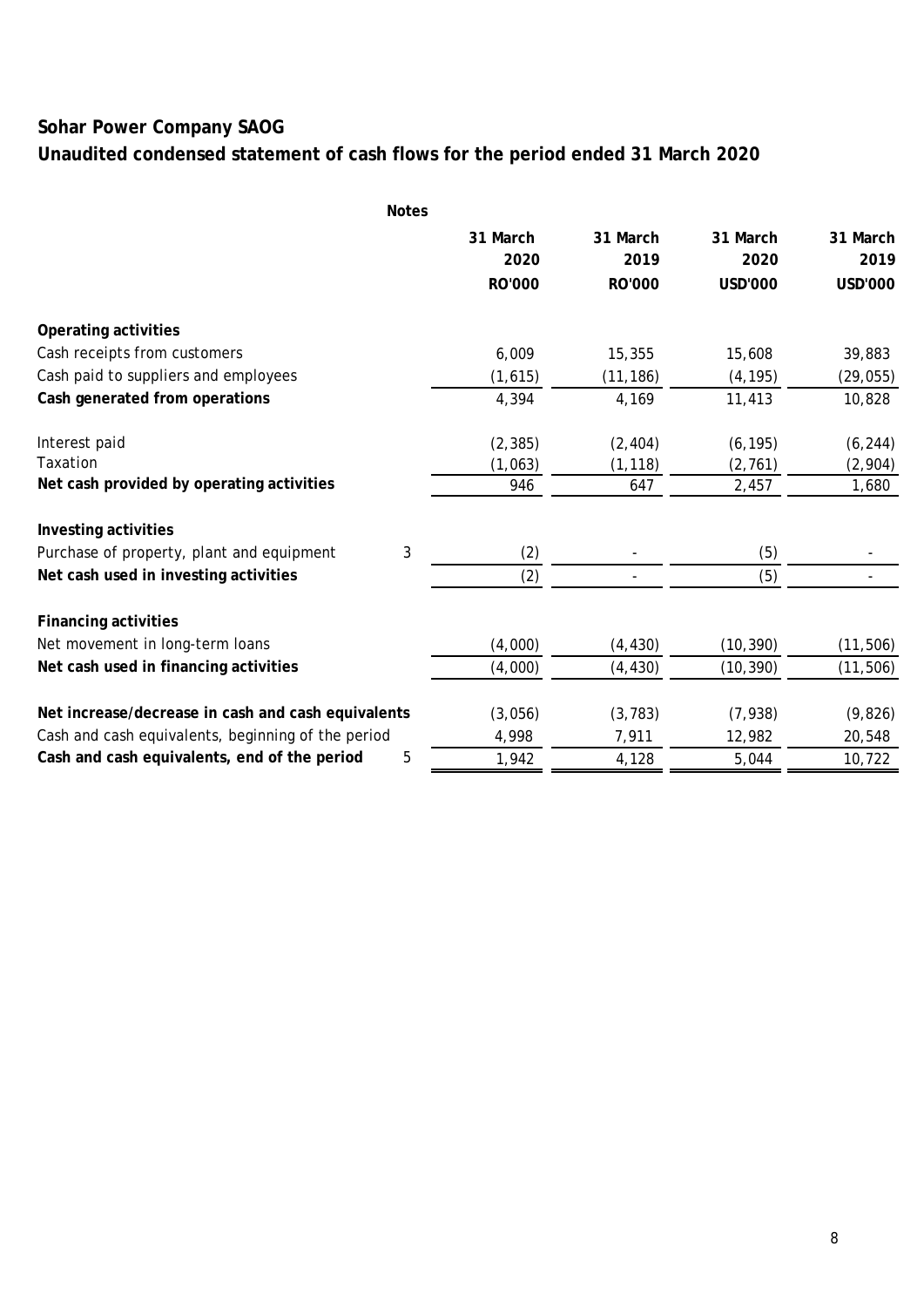# Sohar Power Company SAOG

## Unaudited condensed statement of cash flows for the period ended 31 March 2020

| | Notes | 31 March 2020 RO'000 | 31 March 2019 RO'000 | 31 March 2020 USD'000 | 31 March 2019 USD'000 |
|---|---|---|---|---|---|
| **Operating activities** | | | | | |
| Cash receipts from customers | | 6,009 | 15,355 | 15,608 | 39,883 |
| Cash paid to suppliers and employees | | (1,615) | (11,186) | (4,195) | (29,055) |
| **Cash generated from operations** | | 4,394 | 4,169 | 11,413 | 10,828 |
| Interest paid | | (2,385) | (2,404) | (6,195) | (6,244) |
| Taxation | | (1,063) | (1,118) | (2,761) | (2,904) |
| **Net cash provided by operating activities** | | 946 | 647 | 2,457 | 1,680 |
| **Investing activities** | | | | | |
| Purchase of property, plant and equipment | 3 | (2) | - | (5) | - |
| **Net cash used in investing activities** | | (2) | - | (5) | - |
| **Financing activities** | | | | | |
| Net movement in long-term loans | | (4,000) | (4,430) | (10,390) | (11,506) |
| **Net cash used in financing activities** | | (4,000) | (4,430) | (10,390) | (11,506) |
| **Net increase/decrease in cash and cash equivalents** | | (3,056) | (3,783) | (7,938) | (9,826) |
| Cash and cash equivalents, beginning of the period | | 4,998 | 7,911 | 12,982 | 20,548 |
| **Cash and cash equivalents, end of the period** | 5 | 1,942 | 4,128 | 5,044 | 10,722 |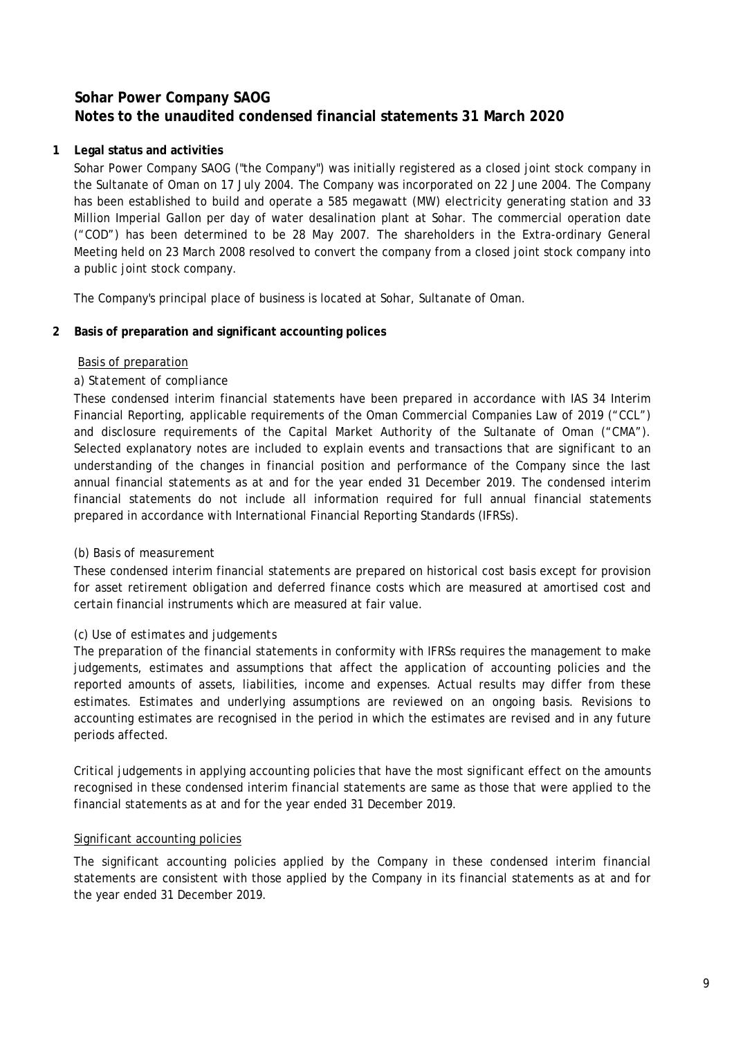# Sohar Power Company SAOG
## Notes to the unaudited condensed financial statements 31 March 2020

### 1 Legal status and activities

Sohar Power Company SAOG ("the Company") was initially registered as a closed joint stock company in the Sultanate of Oman on 17 July 2004. The Company was incorporated on 22 June 2004. The Company has been established to build and operate a 585 megawatt (MW) electricity generating station and 33 Million Imperial Gallon per day of water desalination plant at Sohar. The commercial operation date ("COD") has been determined to be 28 May 2007. The shareholders in the Extra-ordinary General Meeting held on 23 March 2008 resolved to convert the company from a closed joint stock company into a public joint stock company.

The Company's principal place of business is located at Sohar, Sultanate of Oman.

### 2 Basis of preparation and significant accounting polices

Basis of preparation

*a) Statement of compliance*

These condensed interim financial statements have been prepared in accordance with IAS 34 Interim Financial Reporting, applicable requirements of the Oman Commercial Companies Law of 2019 ("CCL") and disclosure requirements of the Capital Market Authority of the Sultanate of Oman ("CMA"). Selected explanatory notes are included to explain events and transactions that are significant to an understanding of the changes in financial position and performance of the Company since the last annual financial statements as at and for the year ended 31 December 2019. The condensed interim financial statements do not include all information required for full annual financial statements prepared in accordance with International Financial Reporting Standards (IFRSs).

*(b) Basis of measurement*

These condensed interim financial statements are prepared on historical cost basis except for provision for asset retirement obligation and deferred finance costs which are measured at amortised cost and certain financial instruments which are measured at fair value.

*(c) Use of estimates and judgements*

The preparation of the financial statements in conformity with IFRSs requires the management to make judgements, estimates and assumptions that affect the application of accounting policies and the reported amounts of assets, liabilities, income and expenses. Actual results may differ from these estimates. Estimates and underlying assumptions are reviewed on an ongoing basis. Revisions to accounting estimates are recognised in the period in which the estimates are revised and in any future periods affected.

Critical judgements in applying accounting policies that have the most significant effect on the amounts recognised in these condensed interim financial statements are same as those that were applied to the financial statements as at and for the year ended 31 December 2019.

Significant accounting policies

The significant accounting policies applied by the Company in these condensed interim financial statements are consistent with those applied by the Company in its financial statements as at and for the year ended 31 December 2019.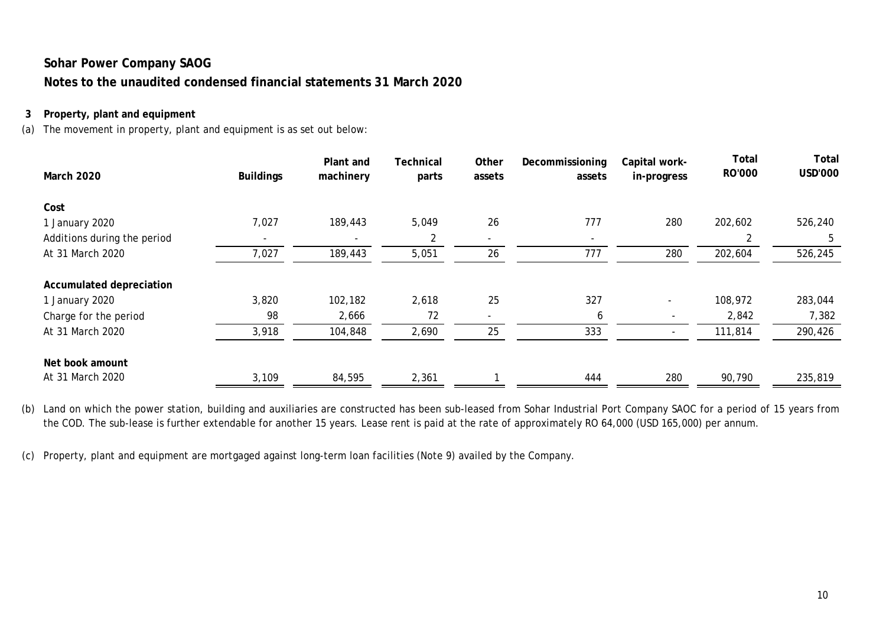# Sohar Power Company SAOG

## Notes to the unaudited condensed financial statements 31 March 2020

### 3 Property, plant and equipment

(a) The movement in property, plant and equipment is as set out below:

| March 2020 | Buildings | Plant and machinery | Technical parts | Other assets | Decommissioning assets | Capital work-in-progress | Total RO'000 | Total USD'000 |
|---|---|---|---|---|---|---|---|---|
| **Cost** | | | | | | | | |
| 1 January 2020 | 7,027 | 189,443 | 5,049 | 26 | 777 | 280 | 202,602 | 526,240 |
| Additions during the period | - | - | 2 | - | - | | 2 | 5 |
| At 31 March 2020 | 7,027 | 189,443 | 5,051 | 26 | 777 | 280 | 202,604 | 526,245 |
| **Accumulated depreciation** | | | | | | | | |
| 1 January 2020 | 3,820 | 102,182 | 2,618 | 25 | 327 | - | 108,972 | 283,044 |
| Charge for the period | 98 | 2,666 | 72 | - | 6 | - | 2,842 | 7,382 |
| At 31 March 2020 | 3,918 | 104,848 | 2,690 | 25 | 333 | - | 111,814 | 290,426 |
| **Net book amount** | | | | | | | | |
| At 31 March 2020 | 3,109 | 84,595 | 2,361 | 1 | 444 | 280 | 90,790 | 235,819 |

(b) Land on which the power station, building and auxiliaries are constructed has been sub-leased from Sohar Industrial Port Company SAOC for a period of 15 years from the COD. The sub-lease is further extendable for another 15 years. Lease rent is paid at the rate of approximately RO 64,000 (USD 165,000) per annum.

(c) Property, plant and equipment are mortgaged against long-term loan facilities (Note 9) availed by the Company.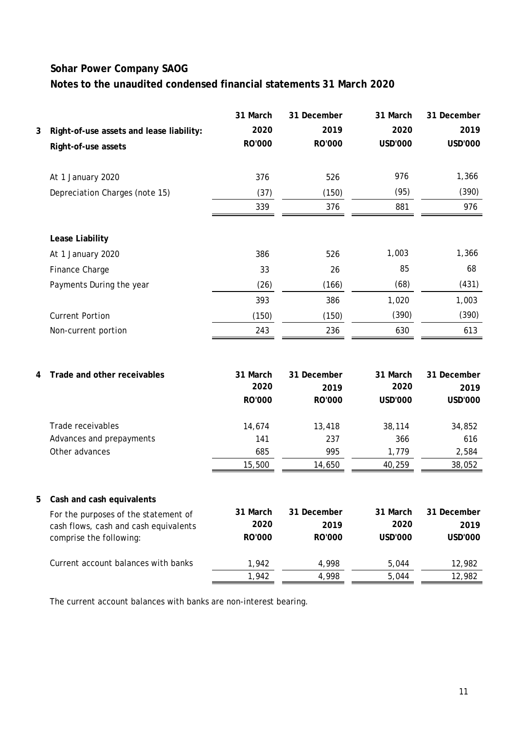# Sohar Power Company SAOG

## Notes to the unaudited condensed financial statements 31 March 2020

| 3 Right-of-use assets and lease liability: | 31 March 2020 | 31 December 2019 | 31 March 2020 | 31 December 2019 |
|---|---|---|---|---|
| **Right-of-use assets** | **RO'000** | **RO'000** | **USD'000** | **USD'000** |
| At 1 January 2020 | 376 | 526 | 976 | 1,366 |
| Depreciation Charges (note 15) | (37) | (150) | (95) | (390) |
| | 339 | 376 | 881 | 976 |
| **Lease Liability** | | | | |
| At 1 January 2020 | 386 | 526 | 1,003 | 1,366 |
| Finance Charge | 33 | 26 | 85 | 68 |
| Payments During the year | (26) | (166) | (68) | (431) |
| | 393 | 386 | 1,020 | 1,003 |
| Current Portion | (150) | (150) | (390) | (390) |
| Non-current portion | 243 | 236 | 630 | 613 |

| 4 Trade and other receivables | 31 March 2020 | 31 December 2019 | 31 March 2020 | 31 December 2019 |
|---|---|---|---|---|
| | **RO'000** | **RO'000** | **USD'000** | **USD'000** |
| Trade receivables | 14,674 | 13,418 | 38,114 | 34,852 |
| Advances and prepayments | 141 | 237 | 366 | 616 |
| Other advances | 685 | 995 | 1,779 | 2,584 |
| | 15,500 | 14,650 | 40,259 | 38,052 |

### 5 Cash and cash equivalents

| For the purposes of the statement of cash flows, cash and cash equivalents comprise the following: | 31 March 2020 | 31 December 2019 | 31 March 2020 | 31 December 2019 |
|---|---|---|---|---|
| | **RO'000** | **RO'000** | **USD'000** | **USD'000** |
| Current account balances with banks | 1,942 | 4,998 | 5,044 | 12,982 |
| | 1,942 | 4,998 | 5,044 | 12,982 |

The current account balances with banks are non-interest bearing.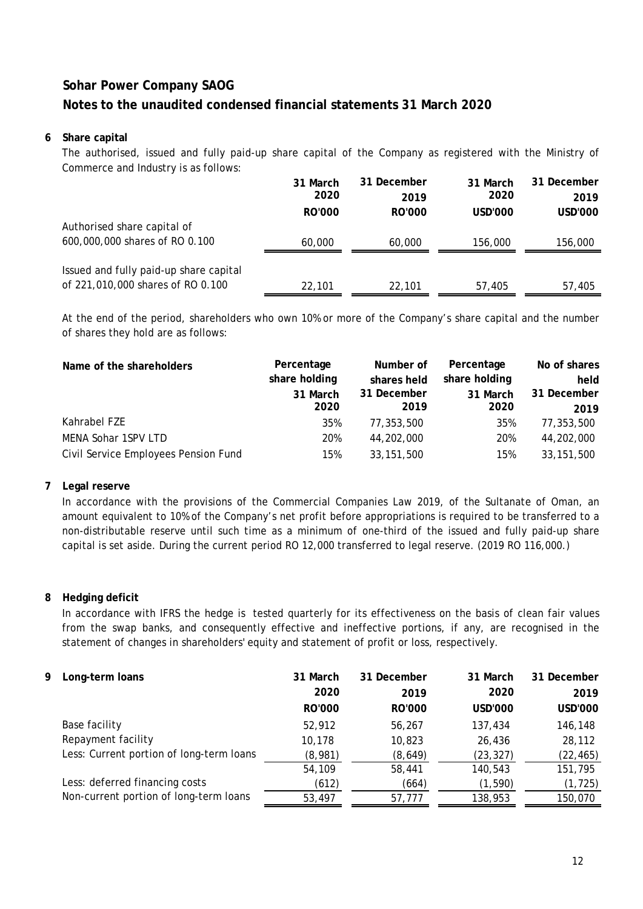# Sohar Power Company SAOG

## Notes to the unaudited condensed financial statements 31 March 2020

### 6 Share capital

The authorised, issued and fully paid-up share capital of the Company as registered with the Ministry of Commerce and Industry is as follows:

| | 31 March 2020 | 31 December 2019 | 31 March 2020 | 31 December 2019 |
|---|---|---|---|---|
| | RO'000 | RO'000 | USD'000 | USD'000 |
| Authorised share capital of 600,000,000 shares of RO 0.100 | 60,000 | 60,000 | 156,000 | 156,000 |
| Issued and fully paid-up share capital of 221,010,000 shares of RO 0.100 | 22,101 | 22,101 | 57,405 | 57,405 |

At the end of the period, shareholders who own 10% or more of the Company's share capital and the number of shares they hold are as follows:

| Name of the shareholders | Percentage share holding 31 March 2020 | Number of shares held 31 December 2019 | Percentage share holding 31 March 2020 | No of shares held 31 December 2019 |
|---|---|---|---|---|
| Kahrabel FZE | 35% | 77,353,500 | 35% | 77,353,500 |
| MENA Sohar 1SPV LTD | 20% | 44,202,000 | 20% | 44,202,000 |
| Civil Service Employees Pension Fund | 15% | 33,151,500 | 15% | 33,151,500 |

### 7 Legal reserve

In accordance with the provisions of the Commercial Companies Law 2019, of the Sultanate of Oman, an amount equivalent to 10% of the Company's net profit before appropriations is required to be transferred to a non-distributable reserve until such time as a minimum of one-third of the issued and fully paid-up share capital is set aside. During the current period RO 12,000 transferred to legal reserve. (2019 RO 116,000.)

### 8 Hedging deficit

In accordance with IFRS the hedge is tested quarterly for its effectiveness on the basis of clean fair values from the swap banks, and consequently effective and ineffective portions, if any, are recognised in the statement of changes in shareholders' equity and statement of profit or loss, respectively.

### 9 Long-term loans

| | 31 March 2020 | 31 December 2019 | 31 March 2020 | 31 December 2019 |
|---|---|---|---|---|
| | RO'000 | RO'000 | USD'000 | USD'000 |
| Base facility | 52,912 | 56,267 | 137,434 | 146,148 |
| Repayment facility | 10,178 | 10,823 | 26,436 | 28,112 |
| Less: Current portion of long-term loans | (8,981) | (8,649) | (23,327) | (22,465) |
| | 54,109 | 58,441 | 140,543 | 151,795 |
| Less: deferred financing costs | (612) | (664) | (1,590) | (1,725) |
| Non-current portion of long-term loans | 53,497 | 57,777 | 138,953 | 150,070 |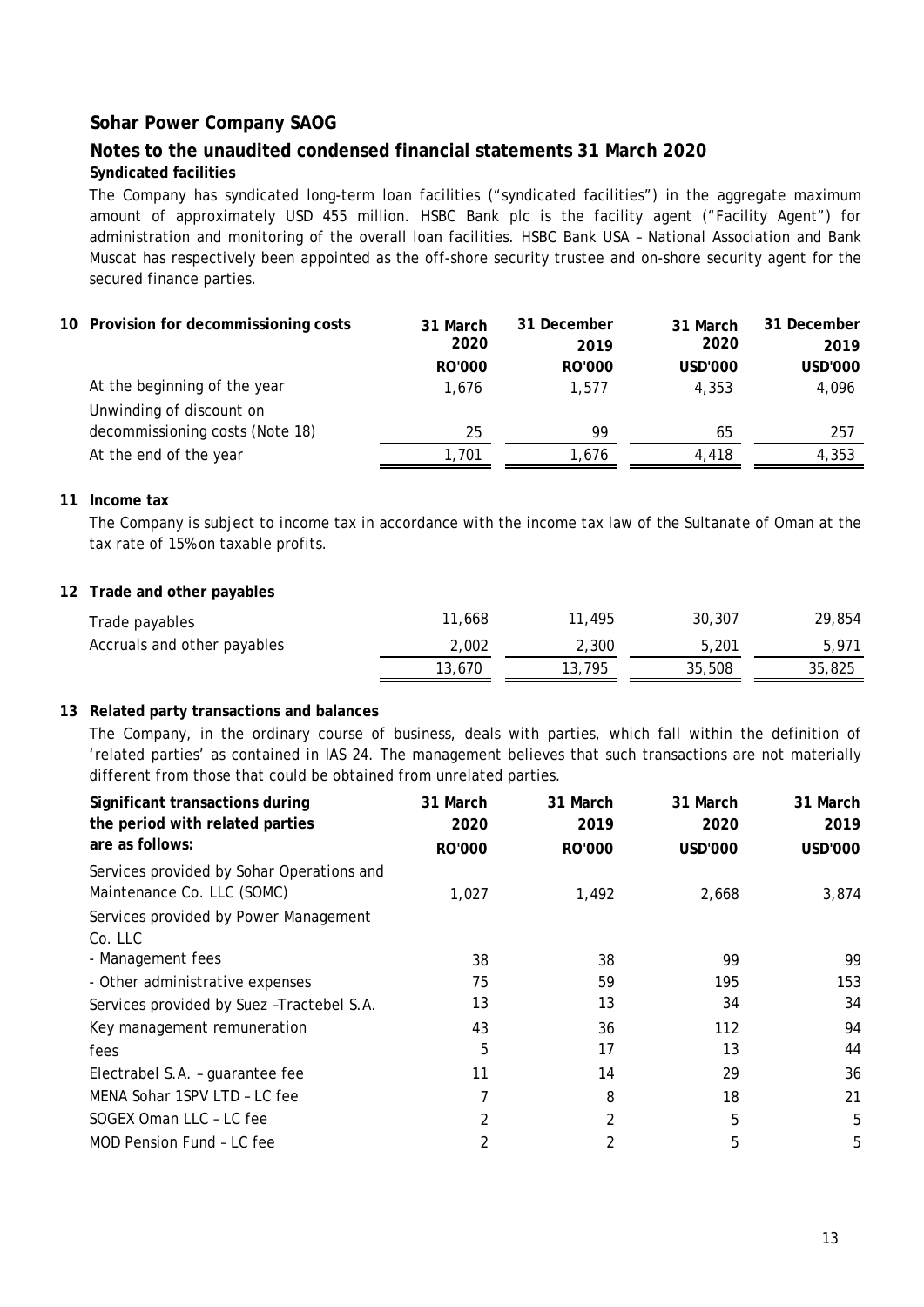# Sohar Power Company SAOG

## Notes to the unaudited condensed financial statements 31 March 2020

**Syndicated facilities**

The Company has syndicated long-term loan facilities ("syndicated facilities") in the aggregate maximum amount of approximately USD 455 million. HSBC Bank plc is the facility agent ("Facility Agent") for administration and monitoring of the overall loan facilities. HSBC Bank USA – National Association and Bank Muscat has respectively been appointed as the off-shore security trustee and on-shore security agent for the secured finance parties.

### 10 Provision for decommissioning costs

| | 31 March 2020 RO'000 | 31 December 2019 RO'000 | 31 March 2020 USD'000 | 31 December 2019 USD'000 |
|---|---|---|---|---|
| At the beginning of the year | 1,676 | 1,577 | 4,353 | 4,096 |
| Unwinding of discount on decommissioning costs (Note 18) | 25 | 99 | 65 | 257 |
| At the end of the year | 1,701 | 1,676 | 4,418 | 4,353 |

### 11 Income tax

The Company is subject to income tax in accordance with the income tax law of the Sultanate of Oman at the tax rate of 15% on taxable profits.

### 12 Trade and other payables

| | 31 March 2020 RO'000 | 31 December 2019 RO'000 | 31 March 2020 USD'000 | 31 December 2019 USD'000 |
|---|---|---|---|---|
| Trade payables | 11,668 | 11,495 | 30,307 | 29,854 |
| Accruals and other payables | 2,002 | 2,300 | 5,201 | 5,971 |
| | 13,670 | 13,795 | 35,508 | 35,825 |

### 13 Related party transactions and balances

The Company, in the ordinary course of business, deals with parties, which fall within the definition of 'related parties' as contained in IAS 24. The management believes that such transactions are not materially different from those that could be obtained from unrelated parties.

| Significant transactions during the period with related parties are as follows: | 31 March 2020 RO'000 | 31 March 2019 RO'000 | 31 March 2020 USD'000 | 31 March 2019 USD'000 |
|---|---|---|---|---|
| Services provided by Sohar Operations and Maintenance Co. LLC (SOMC) | 1,027 | 1,492 | 2,668 | 3,874 |
| Services provided by Power Management Co. LLC | | | | |
| - Management fees | 38 | 38 | 99 | 99 |
| - Other administrative expenses | 75 | 59 | 195 | 153 |
| Services provided by Suez –Tractebel S.A. | 13 | 13 | 34 | 34 |
| Key management remuneration | 43 | 36 | 112 | 94 |
| fees | 5 | 17 | 13 | 44 |
| Electrabel S.A. – guarantee fee | 11 | 14 | 29 | 36 |
| MENA Sohar 1SPV LTD – LC fee | 7 | 8 | 18 | 21 |
| SOGEX Oman LLC – LC fee | 2 | 2 | 5 | 5 |
| MOD Pension Fund – LC fee | 2 | 2 | 5 | 5 |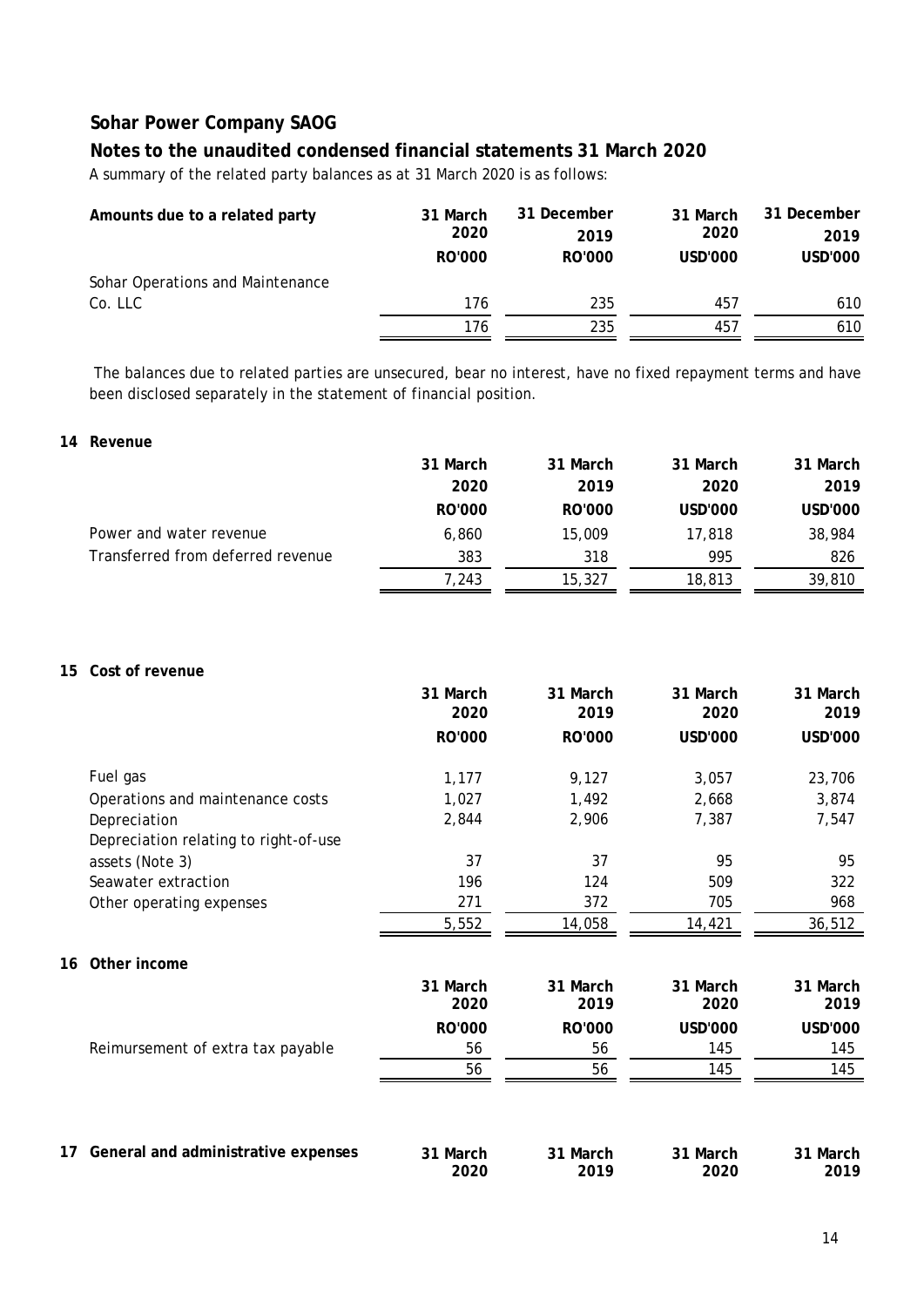# Sohar Power Company SAOG

## Notes to the unaudited condensed financial statements 31 March 2020

A summary of the related party balances as at 31 March 2020 is as follows:

| Amounts due to a related party | 31 March 2020 | 31 December 2019 | 31 March 2020 | 31 December 2019 |
|---|---|---|---|---|
| | RO'000 | RO'000 | USD'000 | USD'000 |
| Sohar Operations and Maintenance Co. LLC | 176 | 235 | 457 | 610 |
| | 176 | 235 | 457 | 610 |

The balances due to related parties are unsecured, bear no interest, have no fixed repayment terms and have been disclosed separately in the statement of financial position.

### 14 Revenue

| | 31 March 2020 | 31 March 2019 | 31 March 2020 | 31 March 2019 |
|---|---|---|---|---|
| | RO'000 | RO'000 | USD'000 | USD'000 |
| Power and water revenue | 6,860 | 15,009 | 17,818 | 38,984 |
| Transferred from deferred revenue | 383 | 318 | 995 | 826 |
| | 7,243 | 15,327 | 18,813 | 39,810 |

### 15 Cost of revenue

| | 31 March 2020 | 31 March 2019 | 31 March 2020 | 31 March 2019 |
|---|---|---|---|---|
| | RO'000 | RO'000 | USD'000 | USD'000 |
| Fuel gas | 1,177 | 9,127 | 3,057 | 23,706 |
| Operations and maintenance costs | 1,027 | 1,492 | 2,668 | 3,874 |
| Depreciation | 2,844 | 2,906 | 7,387 | 7,547 |
| Depreciation relating to right-of-use assets (Note 3) | 37 | 37 | 95 | 95 |
| Seawater extraction | 196 | 124 | 509 | 322 |
| Other operating expenses | 271 | 372 | 705 | 968 |
| | 5,552 | 14,058 | 14,421 | 36,512 |

### 16 Other income

| | 31 March 2020 | 31 March 2019 | 31 March 2020 | 31 March 2019 |
|---|---|---|---|---|
| | RO'000 | RO'000 | USD'000 | USD'000 |
| Reimursement of extra tax payable | 56 | 56 | 145 | 145 |
| | 56 | 56 | 145 | 145 |

### 17 General and administrative expenses

| | 31 March 2020 | 31 March 2019 | 31 March 2020 | 31 March 2019 |
|---|---|---|---|---|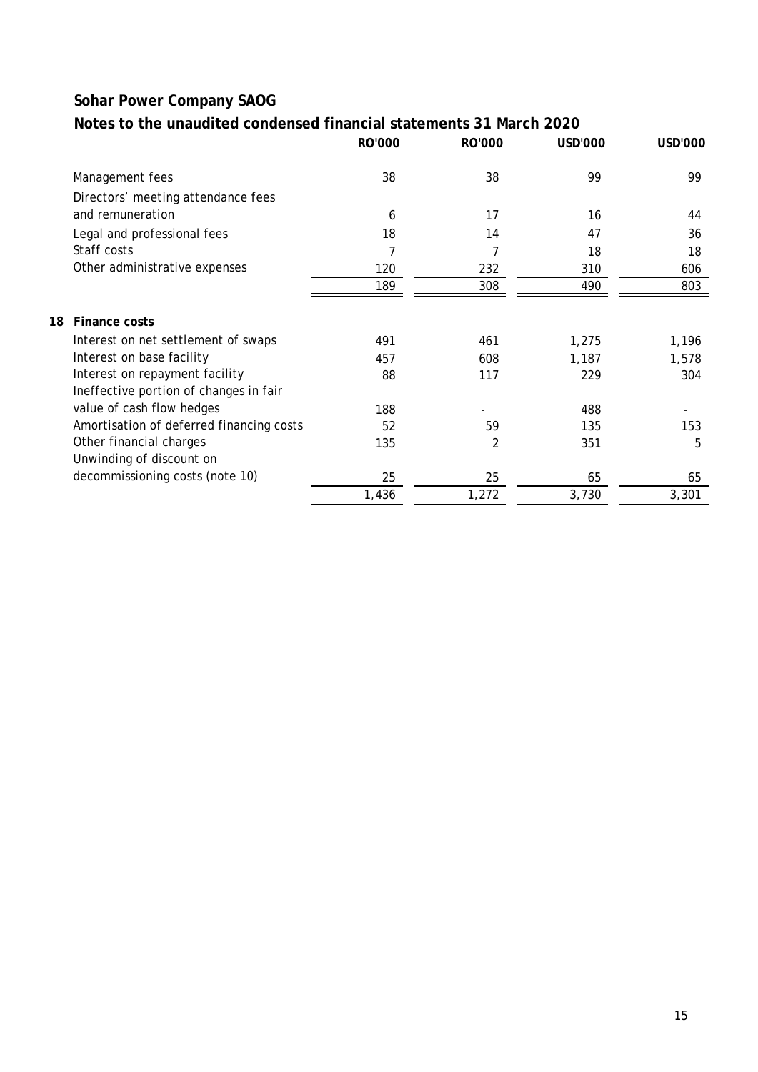**Sohar Power Company SAOG**

**Notes to the unaudited condensed financial statements 31 March 2020**

| | RO'000 | RO'000 | USD'000 | USD'000 |
|---|---|---|---|---|
| Management fees | 38 | 38 | 99 | 99 |
| Directors' meeting attendance fees and remuneration | 6 | 17 | 16 | 44 |
| Legal and professional fees | 18 | 14 | 47 | 36 |
| Staff costs | 7 | 7 | 18 | 18 |
| Other administrative expenses | 120 | 232 | 310 | 606 |
| | 189 | 308 | 490 | 803 |

**18 Finance costs**

| | RO'000 | RO'000 | USD'000 | USD'000 |
|---|---|---|---|---|
| Interest on net settlement of swaps | 491 | 461 | 1,275 | 1,196 |
| Interest on base facility | 457 | 608 | 1,187 | 1,578 |
| Interest on repayment facility | 88 | 117 | 229 | 304 |
| Ineffective portion of changes in fair value of cash flow hedges | 188 | - | 488 | - |
| Amortisation of deferred financing costs | 52 | 59 | 135 | 153 |
| Other financial charges | 135 | 2 | 351 | 5 |
| Unwinding of discount on decommissioning costs (note 10) | 25 | 25 | 65 | 65 |
| | 1,436 | 1,272 | 3,730 | 3,301 |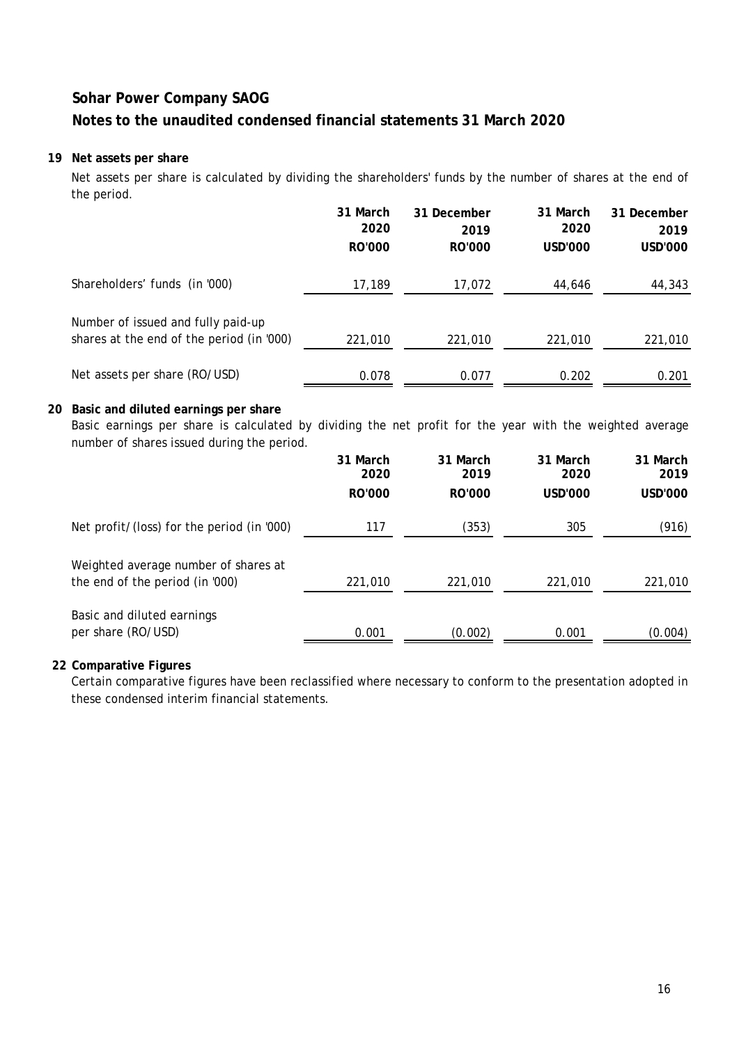# Sohar Power Company SAOG

## Notes to the unaudited condensed financial statements 31 March 2020

### 19 Net assets per share

Net assets per share is calculated by dividing the shareholders' funds by the number of shares at the end of the period.

| | 31 March 2020 RO'000 | 31 December 2019 RO'000 | 31 March 2020 USD'000 | 31 December 2019 USD'000 |
|---|---|---|---|---|
| Shareholders' funds (in '000) | 17,189 | 17,072 | 44,646 | 44,343 |
| Number of issued and fully paid-up shares at the end of the period (in '000) | 221,010 | 221,010 | 221,010 | 221,010 |
| Net assets per share (RO/USD) | 0.078 | 0.077 | 0.202 | 0.201 |

### 20 Basic and diluted earnings per share

Basic earnings per share is calculated by dividing the net profit for the year with the weighted average number of shares issued during the period.

| | 31 March 2020 RO'000 | 31 March 2019 RO'000 | 31 March 2020 USD'000 | 31 March 2019 USD'000 |
|---|---|---|---|---|
| Net profit/(loss) for the period (in '000) | 117 | (353) | 305 | (916) |
| Weighted average number of shares at the end of the period (in '000) | 221,010 | 221,010 | 221,010 | 221,010 |
| Basic and diluted earnings per share (RO/USD) | 0.001 | (0.002) | 0.001 | (0.004) |

### 22 Comparative Figures

Certain comparative figures have been reclassified where necessary to conform to the presentation adopted in these condensed interim financial statements.